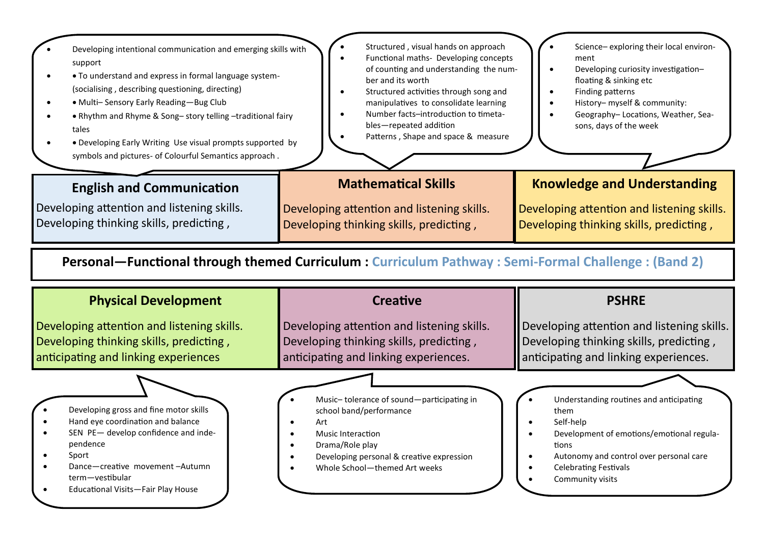# Personal—Functional through themed Curriculum : Curriculum Pathway : Semi-Formal Challenge : (Band 2)

## English and Communication

Developing attention and listening skills.
Developing thinking skills, predicting ,

- Developing intentional communication and emerging skills with support
- To understand and express in formal language system- (socialising , describing questioning, directing)
- Multi– Sensory Early Reading—Bug Club
- Rhythm and Rhyme & Song– story telling –traditional fairy tales
- Developing Early Writing Use visual prompts supported by symbols and pictures- of Colourful Semantics approach .

## Mathematical Skills

Developing attention and listening skills.
Developing thinking skills, predicting ,

- Structured , visual hands on approach
- Functional maths- Developing concepts of counting and understanding the number and its worth
- Structured activities through song and manipulatives to consolidate learning
- Number facts–introduction to timetables—repeated addition
- Patterns , Shape and space & measure

## Knowledge and Understanding

Developing attention and listening skills.
Developing thinking skills, predicting ,

- Science– exploring their local environment
- Developing curiosity investigation– floating & sinking etc
- Finding patterns
- History– myself & community:
- Geography– Locations, Weather, Seasons, days of the week

## Physical Development

Developing attention and listening skills.
Developing thinking skills, predicting , anticipating and linking experiences

- Developing gross and fine motor skills
- Hand eye coordination and balance
- SEN PE— develop confidence and independence
- Sport
- Dance—creative movement –Autumn term—vestibular
- Educational Visits—Fair Play House

## Creative

Developing attention and listening skills.
Developing thinking skills, predicting , anticipating and linking experiences.

- Music– tolerance of sound—participating in school band/performance
- Art
- Music Interaction
- Drama/Role play
- Developing personal & creative expression
- Whole School—themed Art weeks

## PSHRE

Developing attention and listening skills.
Developing thinking skills, predicting , anticipating and linking experiences.

- Understanding routines and anticipating them
- Self-help
- Development of emotions/emotional regulations
- Autonomy and control over personal care
- Celebrating Festivals
- Community visits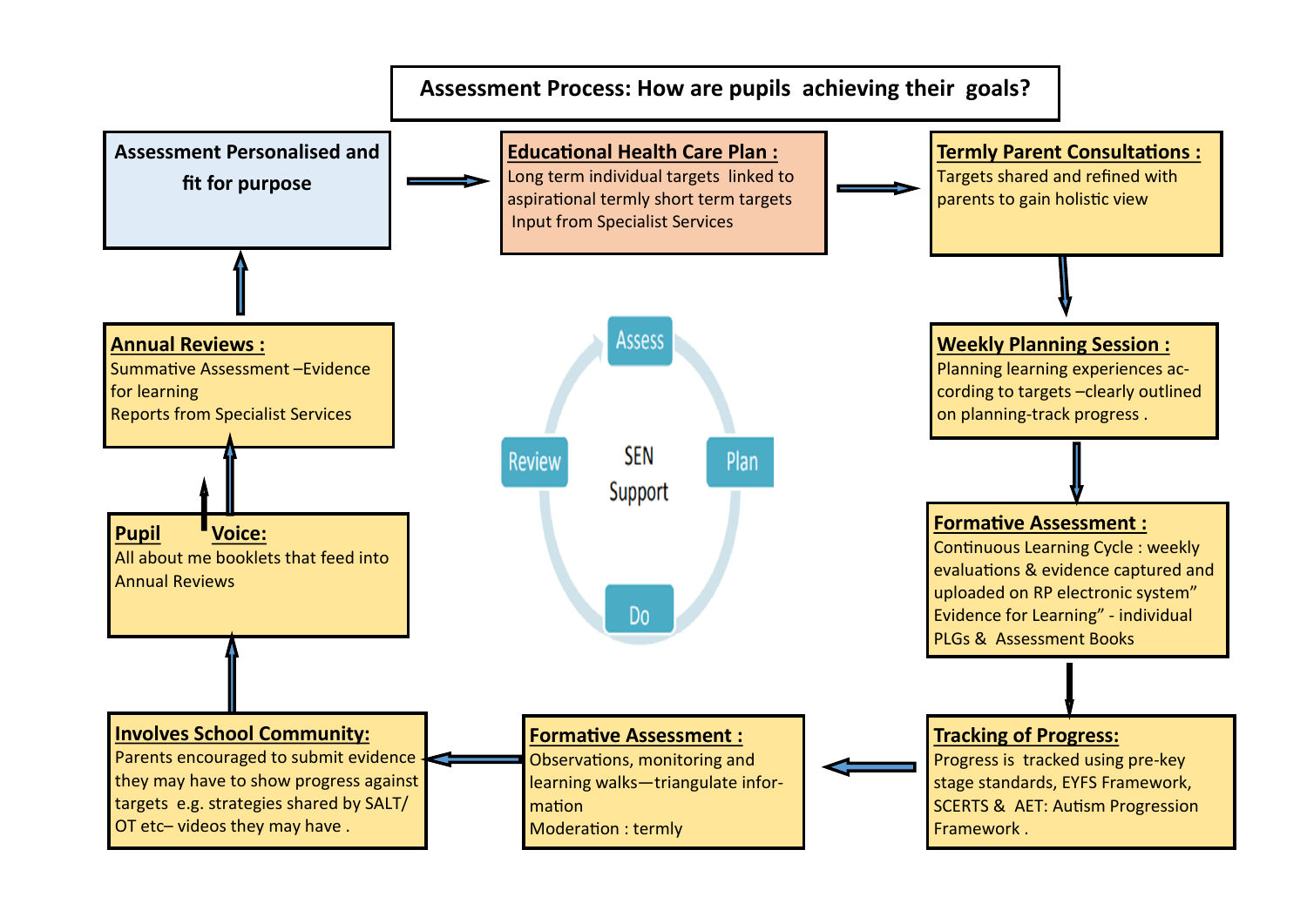# Assessment Process: How are pupils achieving their goals?

**Assessment Personalised and fit for purpose**

**Educational Health Care Plan :**
Long term individual targets linked to aspirational termly short term targets
Input from Specialist Services

**Termly Parent Consultations :**
Targets shared and refined with parents to gain holistic view

**Weekly Planning Session :**
Planning learning experiences according to targets –clearly outlined on planning-track progress .

**Formative Assessment :**
Continuous Learning Cycle : weekly evaluations & evidence captured and uploaded on RP electronic system" Evidence for Learning" - individual PLGs & Assessment Books

**Tracking of Progress:**
Progress is tracked using pre-key stage standards, EYFS Framework, SCERTS & AET: Autism Progression Framework .

**Formative Assessment :**
Observations, monitoring and learning walks—triangulate information
Moderation : termly

**Involves School Community:**
Parents encouraged to submit evidence they may have to show progress against targets e.g. strategies shared by SALT/ OT etc– videos they may have .

**Pupil Voice:**
All about me booklets that feed into Annual Reviews

**Annual Reviews :**
Summative Assessment –Evidence for learning
Reports from Specialist Services

Assess
Plan
Do
Review
SEN Support